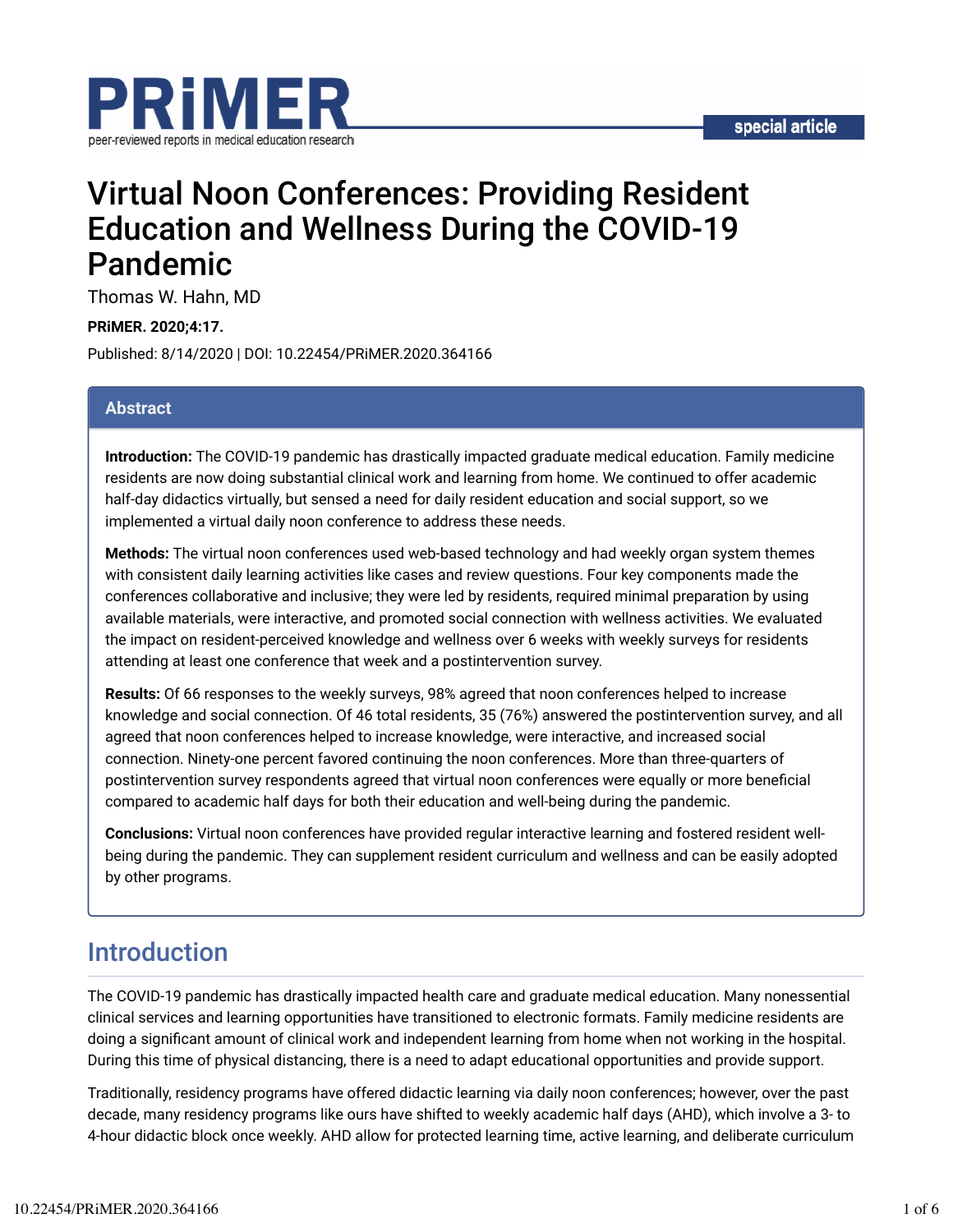# Virtual Noon Conferences: Providing Resident Education and Wellness During the COVID-19 Pandemic

Thomas W. Hahn, MD

**PRiMER. 2020;4:17.**

Published: 8/14/2020 | DOI: 10.22454/PRiMER.2020.364166

## Abstract

**Introduction:** The COVID-19 pandemic has drastically impacted graduate medical education. Family medicine residents are now doing substantial clinical work and learning from home. We continued to offer academic half-day didactics virtually, but sensed a need for daily resident education and social support, so we implemented a virtual daily noon conference to address these needs.

**Methods:** The virtual noon conferences used web-based technology and had weekly organ system themes with consistent daily learning activities like cases and review questions. Four key components made the conferences collaborative and inclusive; they were led by residents, required minimal preparation by using available materials, were interactive, and promoted social connection with wellness activities. We evaluated the impact on resident-perceived knowledge and wellness over 6 weeks with weekly surveys for residents attending at least one conference that week and a postintervention survey.

**Results:** Of 66 responses to the weekly surveys, 98% agreed that noon conferences helped to increase knowledge and social connection. Of 46 total residents, 35 (76%) answered the postintervention survey, and all agreed that noon conferences helped to increase knowledge, were interactive, and increased social connection. Ninety-one percent favored continuing the noon conferences. More than three-quarters of postintervention survey respondents agreed that virtual noon conferences were equally or more beneficial compared to academic half days for both their education and well-being during the pandemic.

**Conclusions:** Virtual noon conferences have provided regular interactive learning and fostered resident well-being during the pandemic. They can supplement resident curriculum and wellness and can be easily adopted by other programs.

## Introduction

The COVID-19 pandemic has drastically impacted health care and graduate medical education. Many nonessential clinical services and learning opportunities have transitioned to electronic formats. Family medicine residents are doing a significant amount of clinical work and independent learning from home when not working in the hospital. During this time of physical distancing, there is a need to adapt educational opportunities and provide support.

Traditionally, residency programs have offered didactic learning via daily noon conferences; however, over the past decade, many residency programs like ours have shifted to weekly academic half days (AHD), which involve a 3- to 4-hour didactic block once weekly. AHD allow for protected learning time, active learning, and deliberate curriculum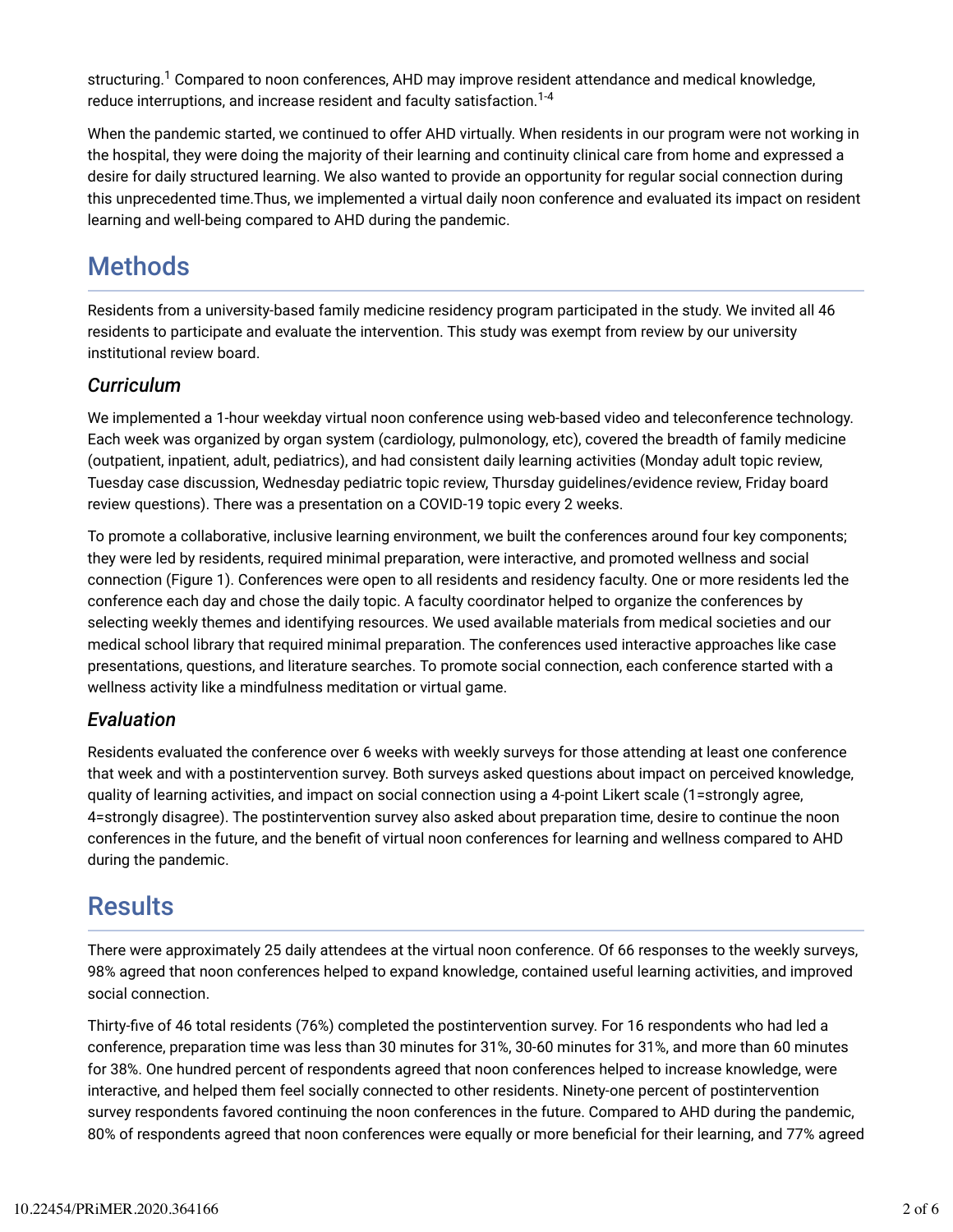structuring.[1] Compared to noon conferences, AHD may improve resident attendance and medical knowledge, reduce interruptions, and increase resident and faculty satisfaction.[1-4]

When the pandemic started, we continued to offer AHD virtually. When residents in our program were not working in the hospital, they were doing the majority of their learning and continuity clinical care from home and expressed a desire for daily structured learning. We also wanted to provide an opportunity for regular social connection during this unprecedented time.Thus, we implemented a virtual daily noon conference and evaluated its impact on resident learning and well-being compared to AHD during the pandemic.

## Methods

Residents from a university-based family medicine residency program participated in the study. We invited all 46 residents to participate and evaluate the intervention. This study was exempt from review by our university institutional review board.

### *Curriculum*

We implemented a 1-hour weekday virtual noon conference using web-based video and teleconference technology. Each week was organized by organ system (cardiology, pulmonology, etc), covered the breadth of family medicine (outpatient, inpatient, adult, pediatrics), and had consistent daily learning activities (Monday adult topic review, Tuesday case discussion, Wednesday pediatric topic review, Thursday guidelines/evidence review, Friday board review questions). There was a presentation on a COVID-19 topic every 2 weeks.

To promote a collaborative, inclusive learning environment, we built the conferences around four key components; they were led by residents, required minimal preparation, were interactive, and promoted wellness and social connection (Figure 1). Conferences were open to all residents and residency faculty. One or more residents led the conference each day and chose the daily topic. A faculty coordinator helped to organize the conferences by selecting weekly themes and identifying resources. We used available materials from medical societies and our medical school library that required minimal preparation. The conferences used interactive approaches like case presentations, questions, and literature searches. To promote social connection, each conference started with a wellness activity like a mindfulness meditation or virtual game.

### *Evaluation*

Residents evaluated the conference over 6 weeks with weekly surveys for those attending at least one conference that week and with a postintervention survey. Both surveys asked questions about impact on perceived knowledge, quality of learning activities, and impact on social connection using a 4-point Likert scale (1=strongly agree, 4=strongly disagree). The postintervention survey also asked about preparation time, desire to continue the noon conferences in the future, and the benefit of virtual noon conferences for learning and wellness compared to AHD during the pandemic.

## Results

There were approximately 25 daily attendees at the virtual noon conference. Of 66 responses to the weekly surveys, 98% agreed that noon conferences helped to expand knowledge, contained useful learning activities, and improved social connection.

Thirty-five of 46 total residents (76%) completed the postintervention survey. For 16 respondents who had led a conference, preparation time was less than 30 minutes for 31%, 30-60 minutes for 31%, and more than 60 minutes for 38%. One hundred percent of respondents agreed that noon conferences helped to increase knowledge, were interactive, and helped them feel socially connected to other residents. Ninety-one percent of postintervention survey respondents favored continuing the noon conferences in the future. Compared to AHD during the pandemic, 80% of respondents agreed that noon conferences were equally or more beneficial for their learning, and 77% agreed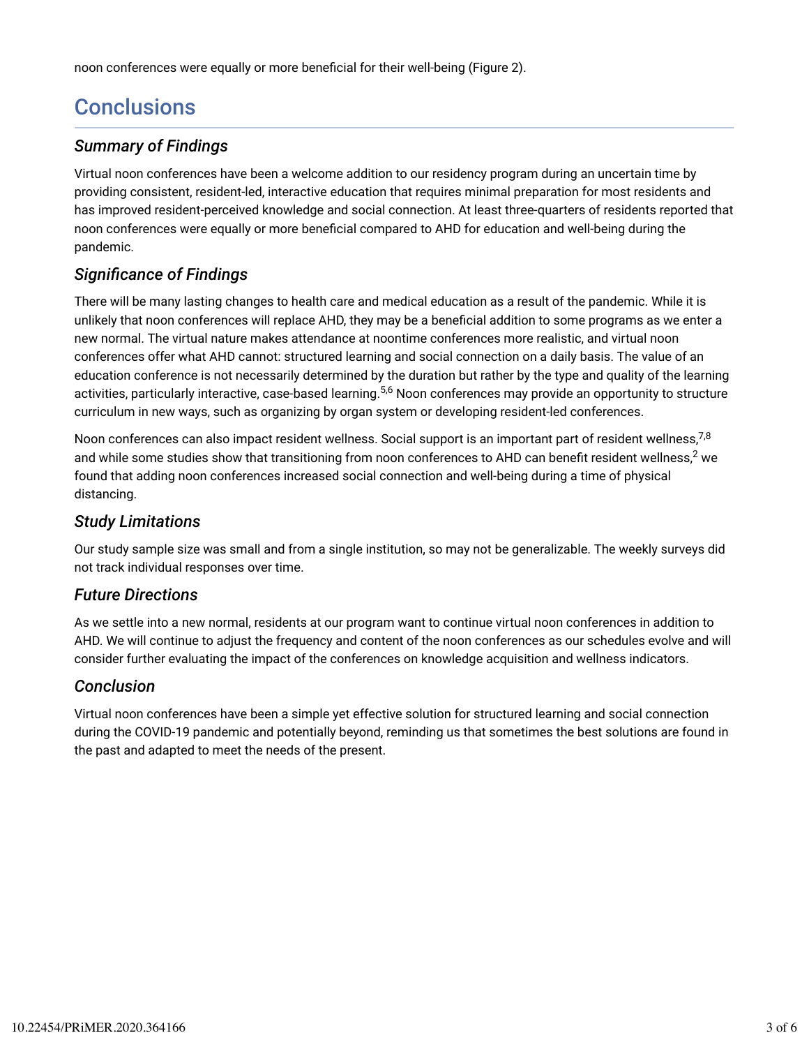noon conferences were equally or more beneficial for their well-being (Figure 2).

## Conclusions

### *Summary of Findings*

Virtual noon conferences have been a welcome addition to our residency program during an uncertain time by providing consistent, resident-led, interactive education that requires minimal preparation for most residents and has improved resident-perceived knowledge and social connection. At least three-quarters of residents reported that noon conferences were equally or more beneficial compared to AHD for education and well-being during the pandemic.

### *Significance of Findings*

There will be many lasting changes to health care and medical education as a result of the pandemic. While it is unlikely that noon conferences will replace AHD, they may be a beneficial addition to some programs as we enter a new normal. The virtual nature makes attendance at noontime conferences more realistic, and virtual noon conferences offer what AHD cannot: structured learning and social connection on a daily basis. The value of an education conference is not necessarily determined by the duration but rather by the type and quality of the learning activities, particularly interactive, case-based learning.[5,6] Noon conferences may provide an opportunity to structure curriculum in new ways, such as organizing by organ system or developing resident-led conferences.

Noon conferences can also impact resident wellness. Social support is an important part of resident wellness,[7,8] and while some studies show that transitioning from noon conferences to AHD can benefit resident wellness,[2] we found that adding noon conferences increased social connection and well-being during a time of physical distancing.

### *Study Limitations*

Our study sample size was small and from a single institution, so may not be generalizable. The weekly surveys did not track individual responses over time.

### *Future Directions*

As we settle into a new normal, residents at our program want to continue virtual noon conferences in addition to AHD. We will continue to adjust the frequency and content of the noon conferences as our schedules evolve and will consider further evaluating the impact of the conferences on knowledge acquisition and wellness indicators.

### *Conclusion*

Virtual noon conferences have been a simple yet effective solution for structured learning and social connection during the COVID-19 pandemic and potentially beyond, reminding us that sometimes the best solutions are found in the past and adapted to meet the needs of the present.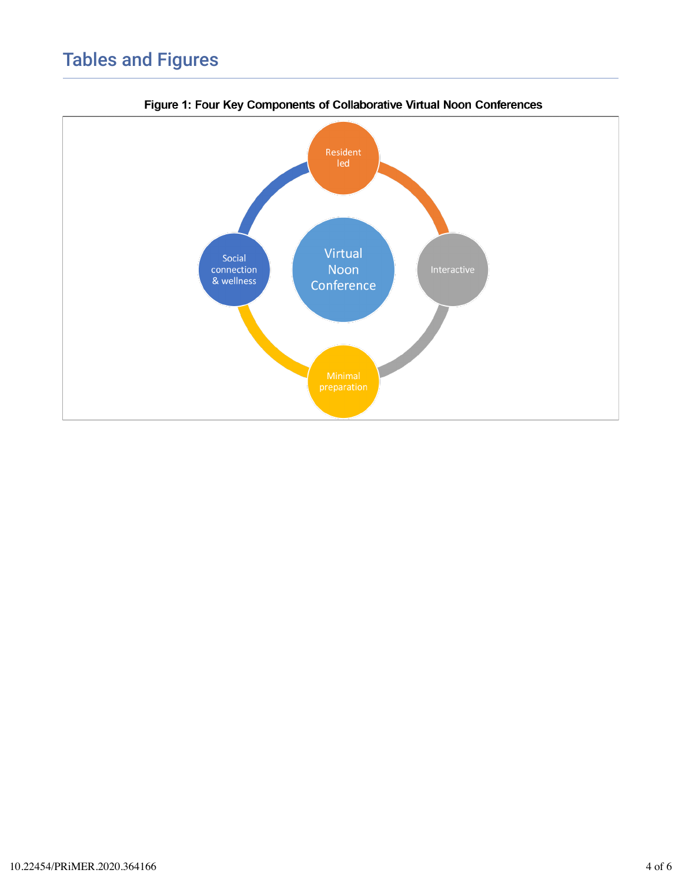## Tables and Figures

**Figure 1: Four Key Components of Collaborative Virtual Noon Conferences**

Resident led

Interactive

Minimal preparation

Social connection & wellness

Virtual Noon Conference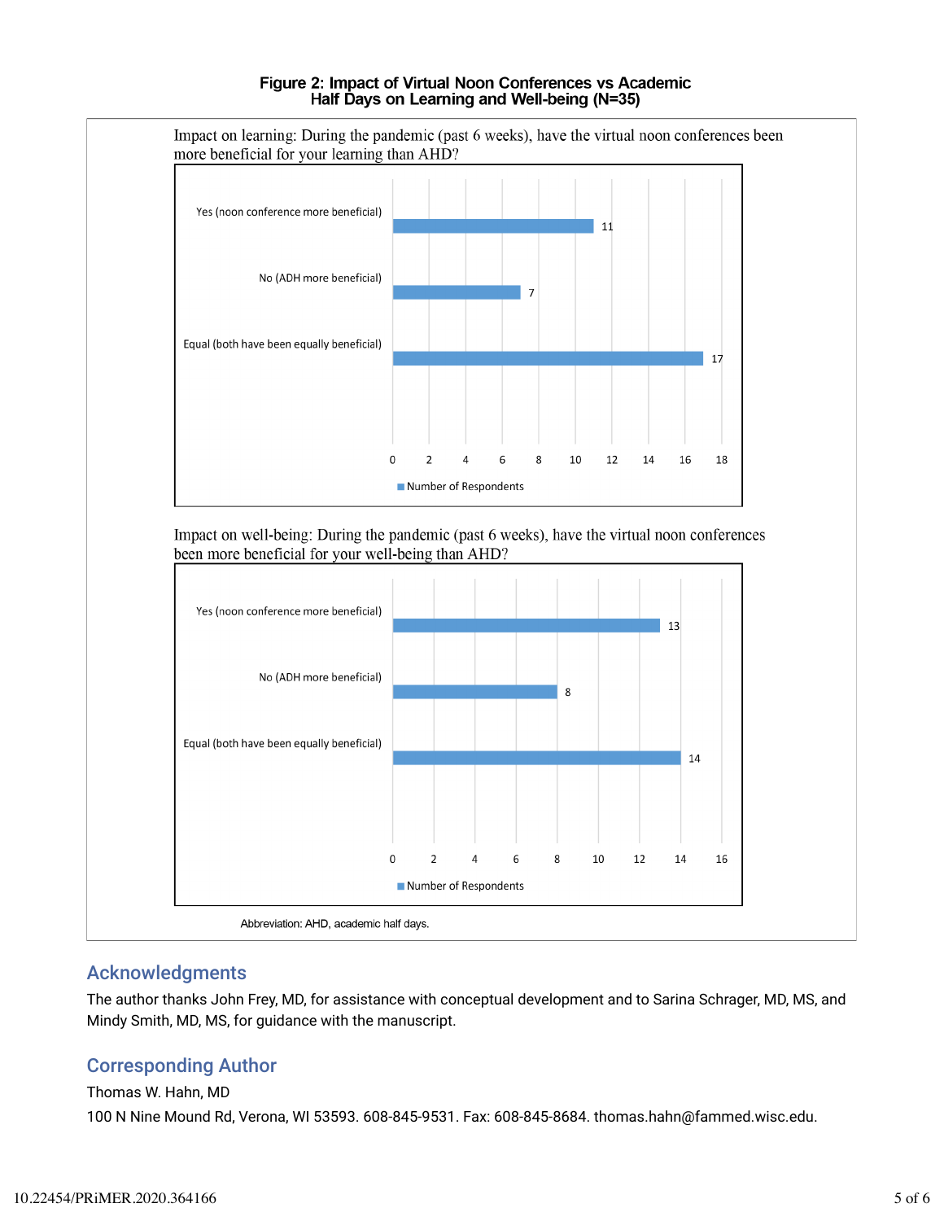**Figure 2: Impact of Virtual Noon Conferences vs Academic Half Days on Learning and Well-being (N=35)**

Impact on learning: During the pandemic (past 6 weeks), have the virtual noon conferences been more beneficial for your learning than AHD?

| Response | Number of Respondents |
| --- | --- |
| Yes (noon conference more beneficial) | 11 |
| No (ADH more beneficial) | 7 |
| Equal (both have been equally beneficial) | 17 |

Impact on well-being: During the pandemic (past 6 weeks), have the virtual noon conferences been more beneficial for your well-being than AHD?

| Response | Number of Respondents |
| --- | --- |
| Yes (noon conference more beneficial) | 13 |
| No (ADH more beneficial) | 8 |
| Equal (both have been equally beneficial) | 14 |

Abbreviation: AHD, academic half days.

## Acknowledgments

The author thanks John Frey, MD, for assistance with conceptual development and to Sarina Schrager, MD, MS, and Mindy Smith, MD, MS, for guidance with the manuscript.

## Corresponding Author

Thomas W. Hahn, MD

100 N Nine Mound Rd, Verona, WI 53593. 608-845-9531. Fax: 608-845-8684. thomas.hahn@fammed.wisc.edu.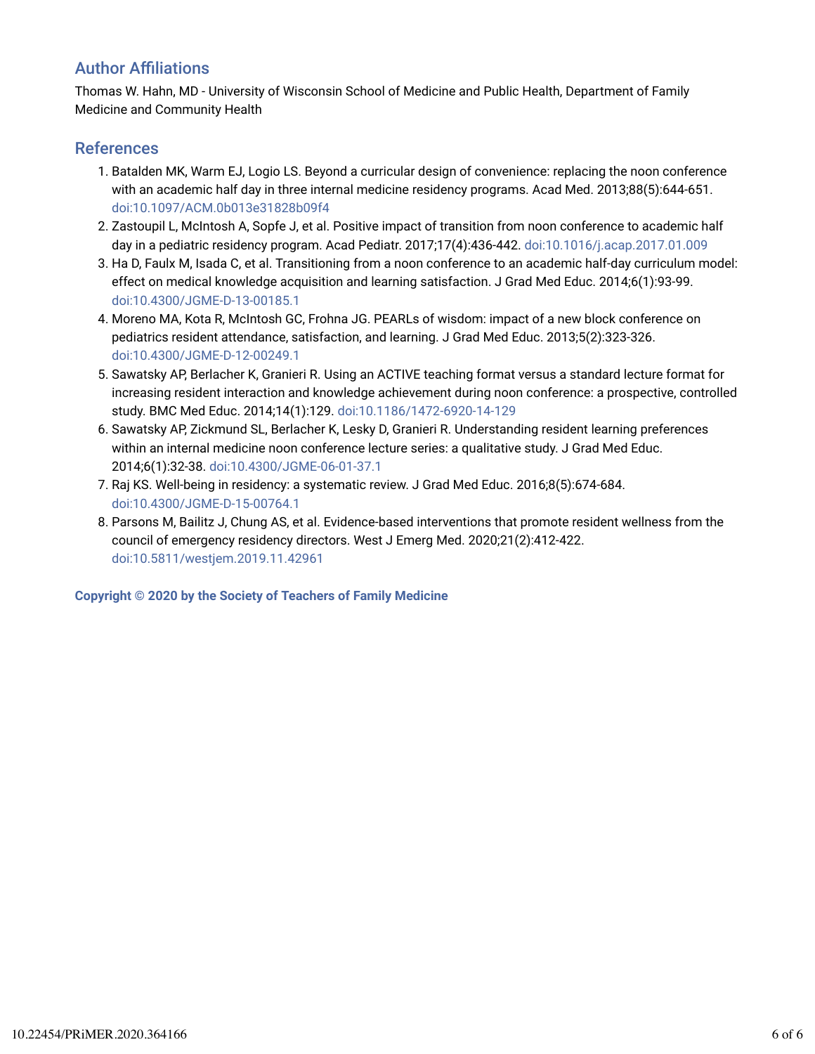## Author Affiliations

Thomas W. Hahn, MD - University of Wisconsin School of Medicine and Public Health, Department of Family Medicine and Community Health

## References

1. Batalden MK, Warm EJ, Logio LS. Beyond a curricular design of convenience: replacing the noon conference with an academic half day in three internal medicine residency programs. Acad Med. 2013;88(5):644-651. doi:10.1097/ACM.0b013e31828b09f4
2. Zastoupil L, McIntosh A, Sopfe J, et al. Positive impact of transition from noon conference to academic half day in a pediatric residency program. Acad Pediatr. 2017;17(4):436-442. doi:10.1016/j.acap.2017.01.009
3. Ha D, Faulx M, Isada C, et al. Transitioning from a noon conference to an academic half-day curriculum model: effect on medical knowledge acquisition and learning satisfaction. J Grad Med Educ. 2014;6(1):93-99. doi:10.4300/JGME-D-13-00185.1
4. Moreno MA, Kota R, McIntosh GC, Frohna JG. PEARLs of wisdom: impact of a new block conference on pediatrics resident attendance, satisfaction, and learning. J Grad Med Educ. 2013;5(2):323-326. doi:10.4300/JGME-D-12-00249.1
5. Sawatsky AP, Berlacher K, Granieri R. Using an ACTIVE teaching format versus a standard lecture format for increasing resident interaction and knowledge achievement during noon conference: a prospective, controlled study. BMC Med Educ. 2014;14(1):129. doi:10.1186/1472-6920-14-129
6. Sawatsky AP, Zickmund SL, Berlacher K, Lesky D, Granieri R. Understanding resident learning preferences within an internal medicine noon conference lecture series: a qualitative study. J Grad Med Educ. 2014;6(1):32-38. doi:10.4300/JGME-06-01-37.1
7. Raj KS. Well-being in residency: a systematic review. J Grad Med Educ. 2016;8(5):674-684. doi:10.4300/JGME-D-15-00764.1
8. Parsons M, Bailitz J, Chung AS, et al. Evidence-based interventions that promote resident wellness from the council of emergency residency directors. West J Emerg Med. 2020;21(2):412-422. doi:10.5811/westjem.2019.11.42961

**Copyright © 2020 by the Society of Teachers of Family Medicine**